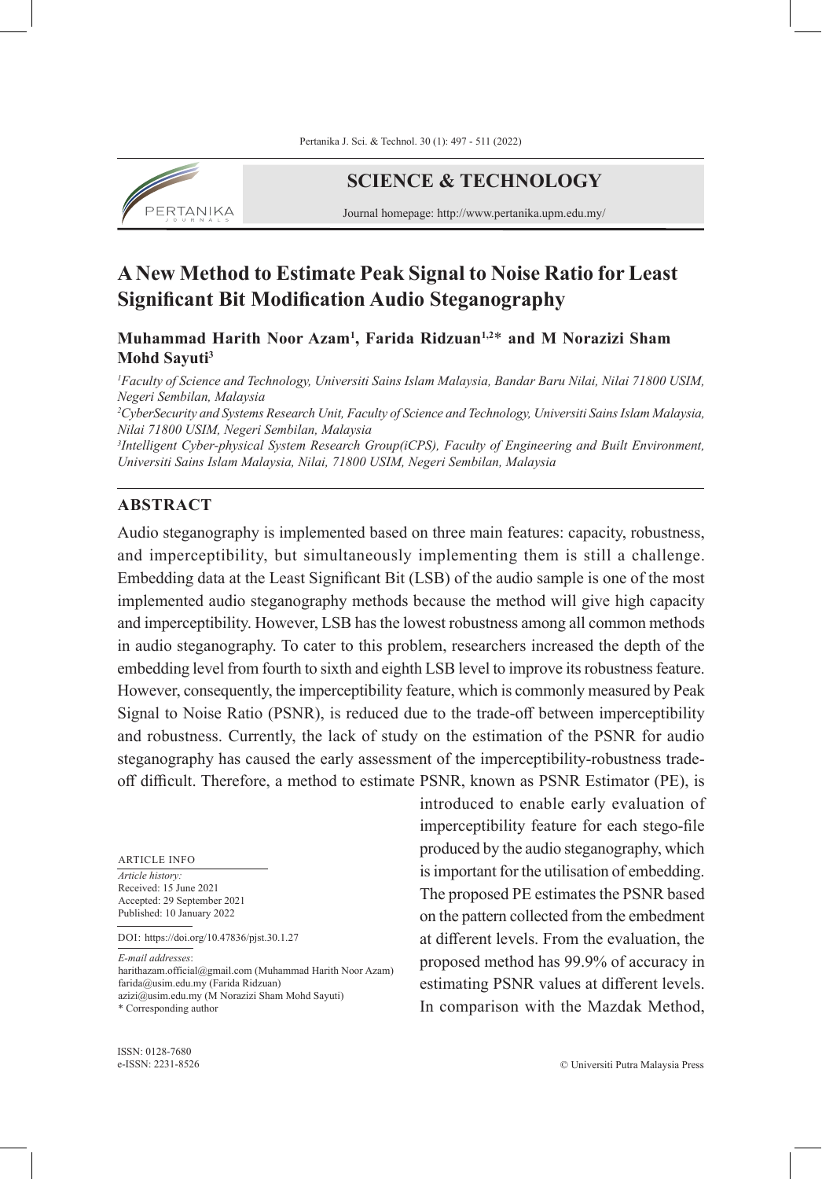SCIENCE & TECHNOLOGY

Journal homepage: http://www.pertanika.upm.edu.my/

# A New Method to Estimate Peak Signal to Noise Ratio for Least Significant Bit Modification Audio Steganography

**Muhammad Harith Noor Azam[1], Farida Ridzuan[1,2]* and M Norazizi Sham Mohd Sayuti[3]**

*[1]Faculty of Science and Technology, Universiti Sains Islam Malaysia, Bandar Baru Nilai, Nilai 71800 USIM, Negeri Sembilan, Malaysia*

*[2]CyberSecurity and Systems Research Unit, Faculty of Science and Technology, Universiti Sains Islam Malaysia, Nilai 71800 USIM, Negeri Sembilan, Malaysia*

*[3]Intelligent Cyber-physical System Research Group(iCPS), Faculty of Engineering and Built Environment, Universiti Sains Islam Malaysia, Nilai, 71800 USIM, Negeri Sembilan, Malaysia*

## ABSTRACT

Audio steganography is implemented based on three main features: capacity, robustness, and imperceptibility, but simultaneously implementing them is still a challenge. Embedding data at the Least Significant Bit (LSB) of the audio sample is one of the most implemented audio steganography methods because the method will give high capacity and imperceptibility. However, LSB has the lowest robustness among all common methods in audio steganography. To cater to this problem, researchers increased the depth of the embedding level from fourth to sixth and eighth LSB level to improve its robustness feature. However, consequently, the imperceptibility feature, which is commonly measured by Peak Signal to Noise Ratio (PSNR), is reduced due to the trade-off between imperceptibility and robustness. Currently, the lack of study on the estimation of the PSNR for audio steganography has caused the early assessment of the imperceptibility-robustness trade-off difficult. Therefore, a method to estimate PSNR, known as PSNR Estimator (PE), is introduced to enable early evaluation of imperceptibility feature for each stego-file produced by the audio steganography, which is important for the utilisation of embedding. The proposed PE estimates the PSNR based on the pattern collected from the embedment at different levels. From the evaluation, the proposed method has 99.9% of accuracy in estimating PSNR values at different levels. In comparison with the Mazdak Method,

ARTICLE INFO

*Article history:*
Received: 15 June 2021
Accepted: 29 September 2021
Published: 10 January 2022

DOI: https://doi.org/10.47836/pjst.30.1.27

*E-mail addresses*:
harithazam.official@gmail.com (Muhammad Harith Noor Azam)
farida@usim.edu.my (Farida Ridzuan)
azizi@usim.edu.my (M Norazizi Sham Mohd Sayuti)
* Corresponding author

ISSN: 0128-7680
e-ISSN: 2231-8526

© Universiti Putra Malaysia Press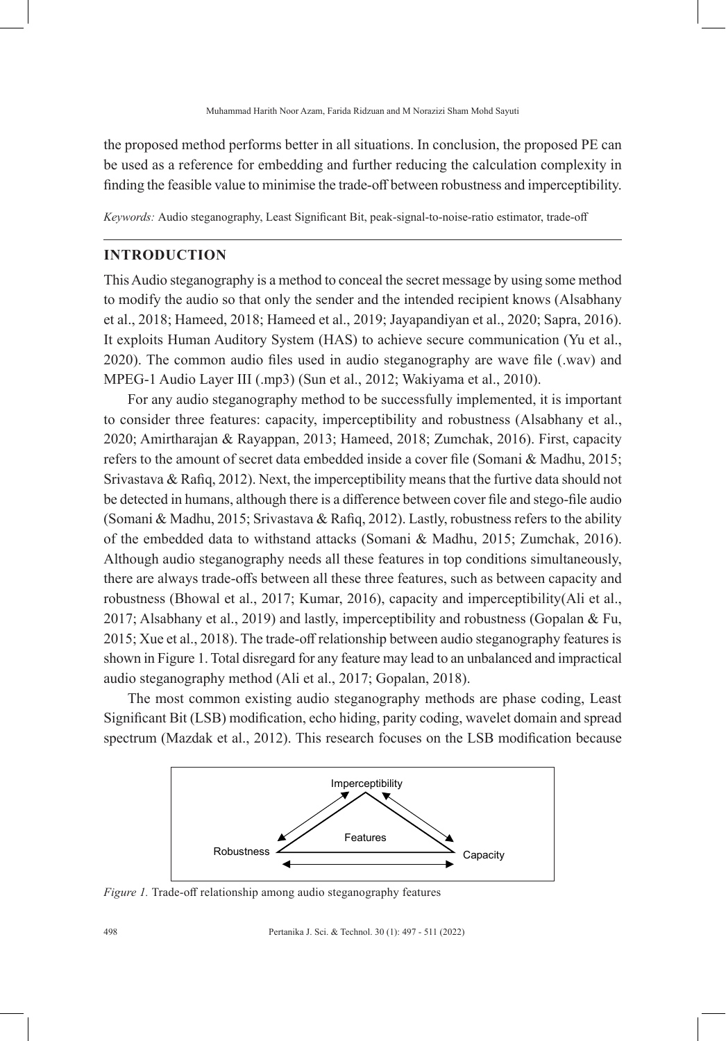the proposed method performs better in all situations. In conclusion, the proposed PE can be used as a reference for embedding and further reducing the calculation complexity in finding the feasible value to minimise the trade-off between robustness and imperceptibility.

*Keywords:* Audio steganography, Least Significant Bit, peak-signal-to-noise-ratio estimator, trade-off

## INTRODUCTION

This Audio steganography is a method to conceal the secret message by using some method to modify the audio so that only the sender and the intended recipient knows (Alsabhany et al., 2018; Hameed, 2018; Hameed et al., 2019; Jayapandiyan et al., 2020; Sapra, 2016). It exploits Human Auditory System (HAS) to achieve secure communication (Yu et al., 2020). The common audio files used in audio steganography are wave file (.wav) and MPEG-1 Audio Layer III (.mp3) (Sun et al., 2012; Wakiyama et al., 2010).

For any audio steganography method to be successfully implemented, it is important to consider three features: capacity, imperceptibility and robustness (Alsabhany et al., 2020; Amirtharajan & Rayappan, 2013; Hameed, 2018; Zumchak, 2016). First, capacity refers to the amount of secret data embedded inside a cover file (Somani & Madhu, 2015; Srivastava & Rafiq, 2012). Next, the imperceptibility means that the furtive data should not be detected in humans, although there is a difference between cover file and stego-file audio (Somani & Madhu, 2015; Srivastava & Rafiq, 2012). Lastly, robustness refers to the ability of the embedded data to withstand attacks (Somani & Madhu, 2015; Zumchak, 2016). Although audio steganography needs all these features in top conditions simultaneously, there are always trade-offs between all these three features, such as between capacity and robustness (Bhowal et al., 2017; Kumar, 2016), capacity and imperceptibility(Ali et al., 2017; Alsabhany et al., 2019) and lastly, imperceptibility and robustness (Gopalan & Fu, 2015; Xue et al., 2018). The trade-off relationship between audio steganography features is shown in Figure 1. Total disregard for any feature may lead to an unbalanced and impractical audio steganography method (Ali et al., 2017; Gopalan, 2018).

The most common existing audio steganography methods are phase coding, Least Significant Bit (LSB) modification, echo hiding, parity coding, wavelet domain and spread spectrum (Mazdak et al., 2012). This research focuses on the LSB modification because

*Figure 1.* Trade-off relationship among audio steganography features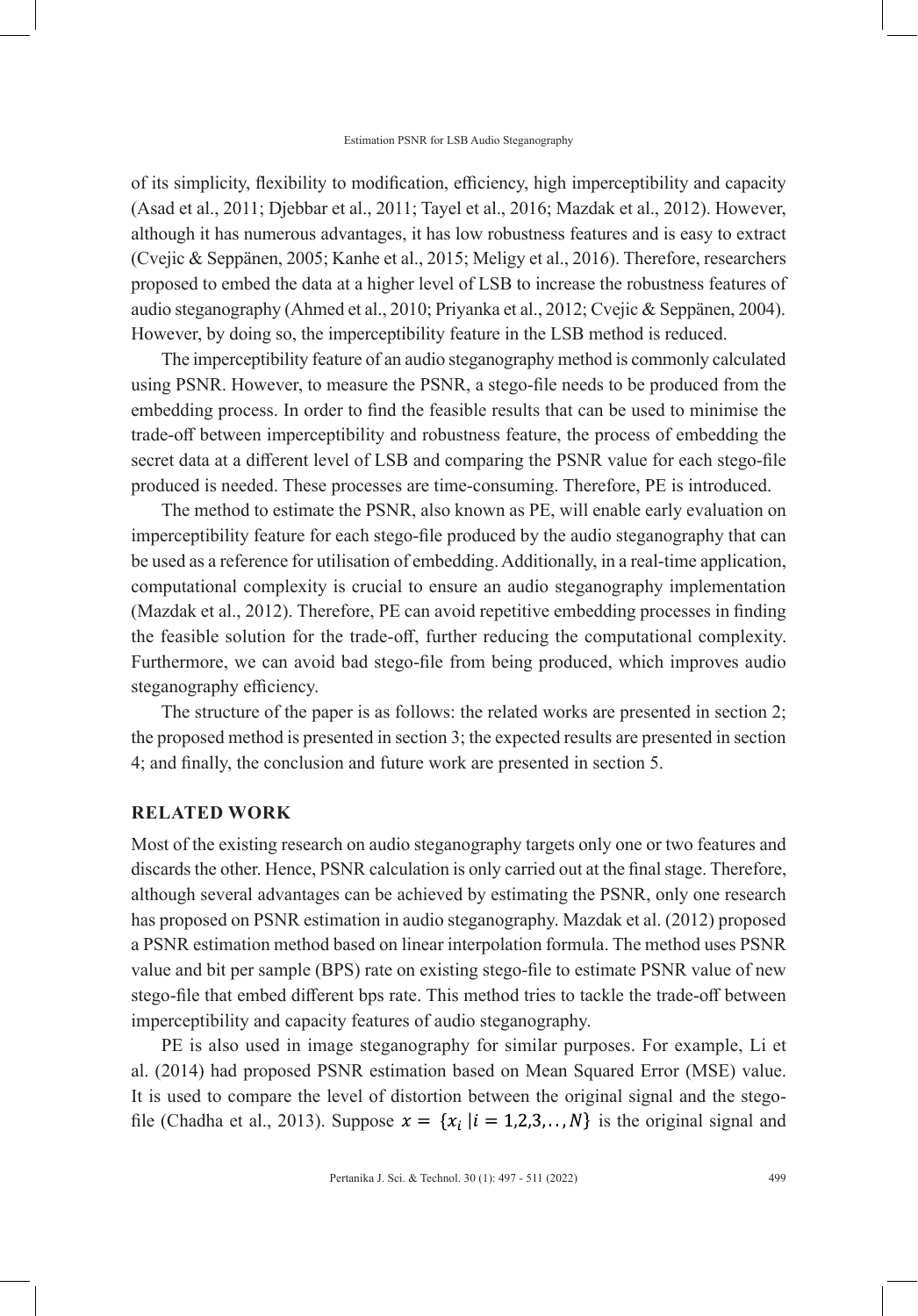of its simplicity, flexibility to modification, efficiency, high imperceptibility and capacity (Asad et al., 2011; Djebbar et al., 2011; Tayel et al., 2016; Mazdak et al., 2012). However, although it has numerous advantages, it has low robustness features and is easy to extract (Cvejic & Seppänen, 2005; Kanhe et al., 2015; Meligy et al., 2016). Therefore, researchers proposed to embed the data at a higher level of LSB to increase the robustness features of audio steganography (Ahmed et al., 2010; Priyanka et al., 2012; Cvejic & Seppänen, 2004). However, by doing so, the imperceptibility feature in the LSB method is reduced.

The imperceptibility feature of an audio steganography method is commonly calculated using PSNR. However, to measure the PSNR, a stego-file needs to be produced from the embedding process. In order to find the feasible results that can be used to minimise the trade-off between imperceptibility and robustness feature, the process of embedding the secret data at a different level of LSB and comparing the PSNR value for each stego-file produced is needed. These processes are time-consuming. Therefore, PE is introduced.

The method to estimate the PSNR, also known as PE, will enable early evaluation on imperceptibility feature for each stego-file produced by the audio steganography that can be used as a reference for utilisation of embedding. Additionally, in a real-time application, computational complexity is crucial to ensure an audio steganography implementation (Mazdak et al., 2012). Therefore, PE can avoid repetitive embedding processes in finding the feasible solution for the trade-off, further reducing the computational complexity. Furthermore, we can avoid bad stego-file from being produced, which improves audio steganography efficiency.

The structure of the paper is as follows: the related works are presented in section 2; the proposed method is presented in section 3; the expected results are presented in section 4; and finally, the conclusion and future work are presented in section 5.

## RELATED WORK

Most of the existing research on audio steganography targets only one or two features and discards the other. Hence, PSNR calculation is only carried out at the final stage. Therefore, although several advantages can be achieved by estimating the PSNR, only one research has proposed on PSNR estimation in audio steganography. Mazdak et al. (2012) proposed a PSNR estimation method based on linear interpolation formula. The method uses PSNR value and bit per sample (BPS) rate on existing stego-file to estimate PSNR value of new stego-file that embed different bps rate. This method tries to tackle the trade-off between imperceptibility and capacity features of audio steganography.

PE is also used in image steganography for similar purposes. For example, Li et al. (2014) had proposed PSNR estimation based on Mean Squared Error (MSE) value. It is used to compare the level of distortion between the original signal and the stego-file (Chadha et al., 2013). Suppose $x = \{x_i \mid i = 1,2,3,..,N\}$ is the original signal and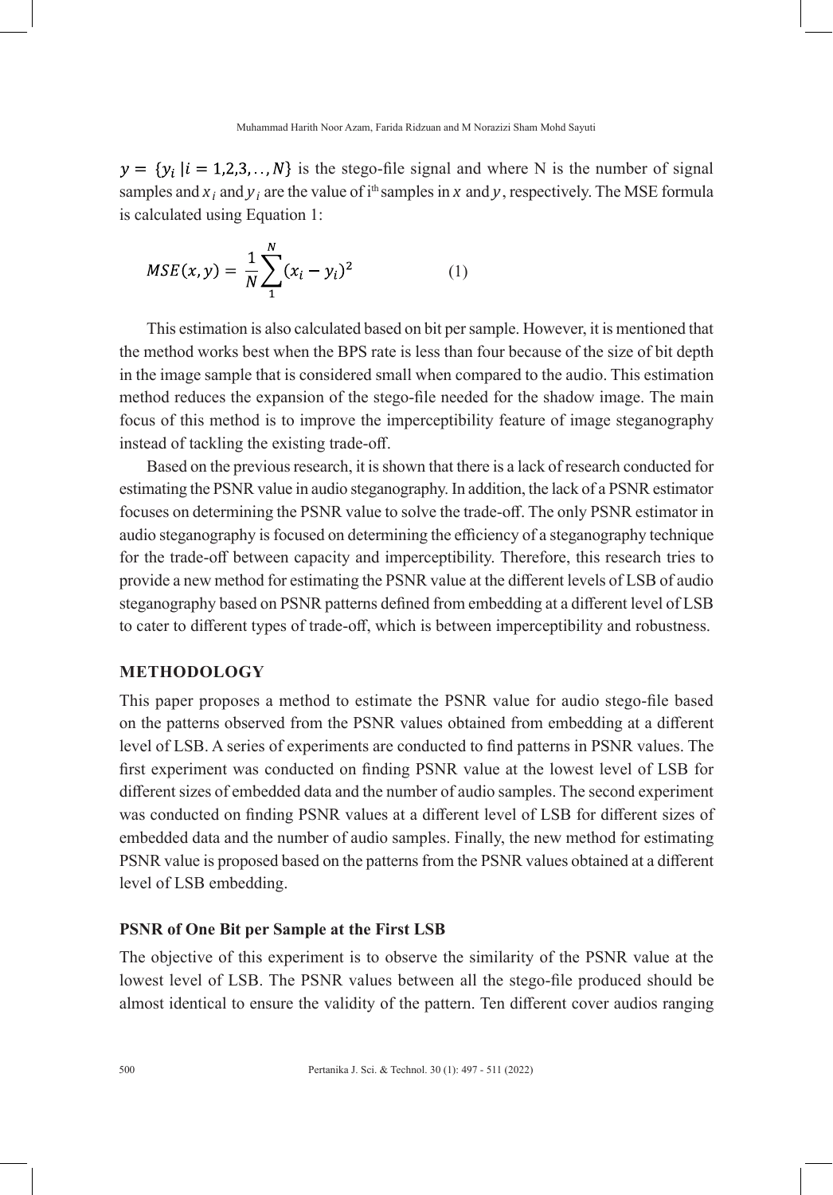$y = \{y_i \mid i = 1,2,3,..,N\}$ is the stego-file signal and where N is the number of signal samples and $x_i$ and $y_i$ are the value of i[th] samples in $x$ and $y$, respectively. The MSE formula is calculated using Equation 1:

$$MSE(x,y) = \frac{1}{N}\sum_{1}^{N}(x_i - y_i)^2 \qquad (1)$$

This estimation is also calculated based on bit per sample. However, it is mentioned that the method works best when the BPS rate is less than four because of the size of bit depth in the image sample that is considered small when compared to the audio. This estimation method reduces the expansion of the stego-file needed for the shadow image. The main focus of this method is to improve the imperceptibility feature of image steganography instead of tackling the existing trade-off.

Based on the previous research, it is shown that there is a lack of research conducted for estimating the PSNR value in audio steganography. In addition, the lack of a PSNR estimator focuses on determining the PSNR value to solve the trade-off. The only PSNR estimator in audio steganography is focused on determining the efficiency of a steganography technique for the trade-off between capacity and imperceptibility. Therefore, this research tries to provide a new method for estimating the PSNR value at the different levels of LSB of audio steganography based on PSNR patterns defined from embedding at a different level of LSB to cater to different types of trade-off, which is between imperceptibility and robustness.

## METHODOLOGY

This paper proposes a method to estimate the PSNR value for audio stego-file based on the patterns observed from the PSNR values obtained from embedding at a different level of LSB. A series of experiments are conducted to find patterns in PSNR values. The first experiment was conducted on finding PSNR value at the lowest level of LSB for different sizes of embedded data and the number of audio samples. The second experiment was conducted on finding PSNR values at a different level of LSB for different sizes of embedded data and the number of audio samples. Finally, the new method for estimating PSNR value is proposed based on the patterns from the PSNR values obtained at a different level of LSB embedding.

### PSNR of One Bit per Sample at the First LSB

The objective of this experiment is to observe the similarity of the PSNR value at the lowest level of LSB. The PSNR values between all the stego-file produced should be almost identical to ensure the validity of the pattern. Ten different cover audios ranging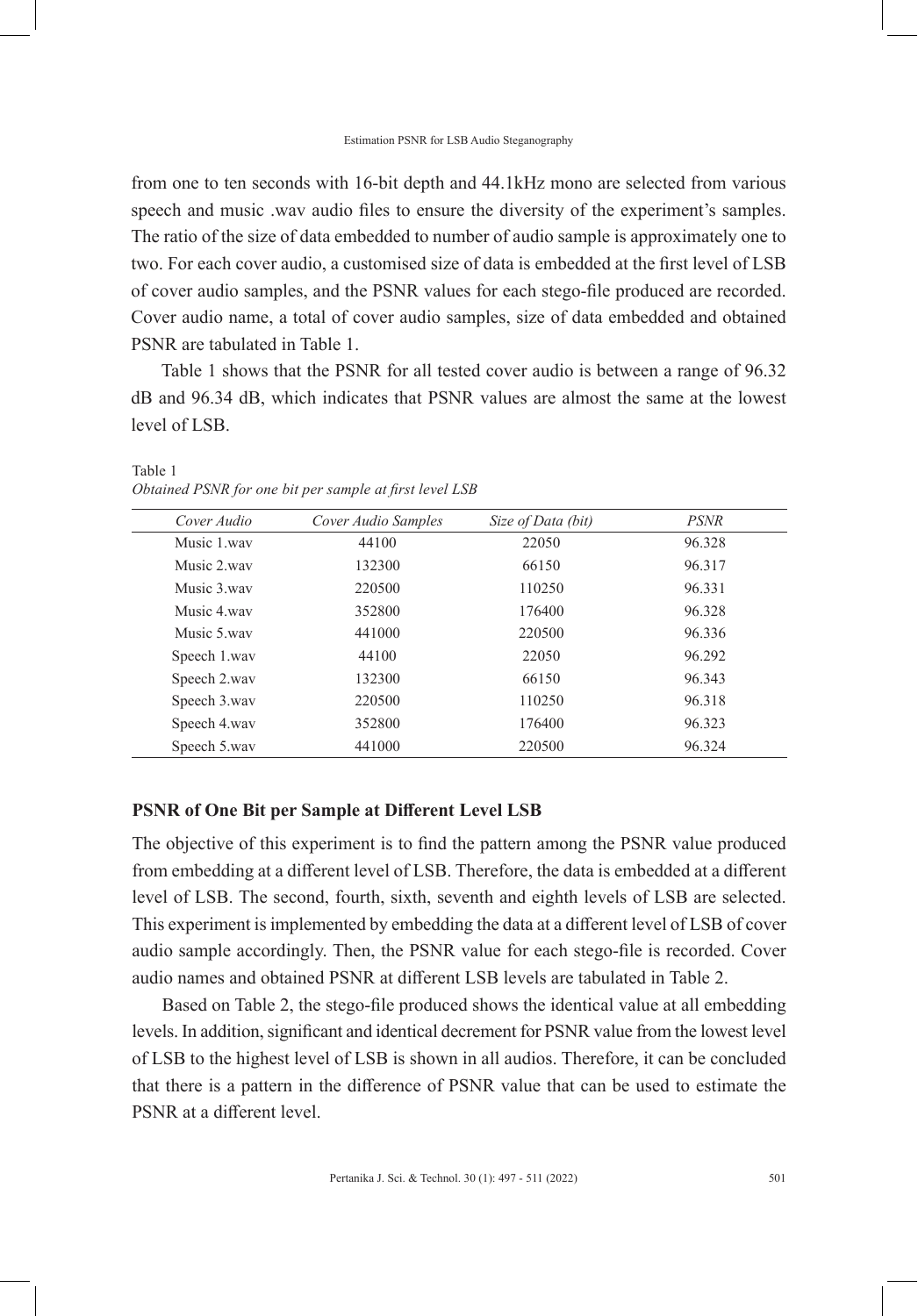from one to ten seconds with 16-bit depth and 44.1kHz mono are selected from various speech and music .wav audio files to ensure the diversity of the experiment's samples. The ratio of the size of data embedded to number of audio sample is approximately one to two. For each cover audio, a customised size of data is embedded at the first level of LSB of cover audio samples, and the PSNR values for each stego-file produced are recorded. Cover audio name, a total of cover audio samples, size of data embedded and obtained PSNR are tabulated in Table 1.

Table 1 shows that the PSNR for all tested cover audio is between a range of 96.32 dB and 96.34 dB, which indicates that PSNR values are almost the same at the lowest level of LSB.

Table 1
*Obtained PSNR for one bit per sample at first level LSB*

| *Cover Audio* | *Cover Audio Samples* | *Size of Data (bit)* | *PSNR* |
|---|---|---|---|
| Music 1.wav | 44100 | 22050 | 96.328 |
| Music 2.wav | 132300 | 66150 | 96.317 |
| Music 3.wav | 220500 | 110250 | 96.331 |
| Music 4.wav | 352800 | 176400 | 96.328 |
| Music 5.wav | 441000 | 220500 | 96.336 |
| Speech 1.wav | 44100 | 22050 | 96.292 |
| Speech 2.wav | 132300 | 66150 | 96.343 |
| Speech 3.wav | 220500 | 110250 | 96.318 |
| Speech 4.wav | 352800 | 176400 | 96.323 |
| Speech 5.wav | 441000 | 220500 | 96.324 |

## PSNR of One Bit per Sample at Different Level LSB

The objective of this experiment is to find the pattern among the PSNR value produced from embedding at a different level of LSB. Therefore, the data is embedded at a different level of LSB. The second, fourth, sixth, seventh and eighth levels of LSB are selected. This experiment is implemented by embedding the data at a different level of LSB of cover audio sample accordingly. Then, the PSNR value for each stego-file is recorded. Cover audio names and obtained PSNR at different LSB levels are tabulated in Table 2.

Based on Table 2, the stego-file produced shows the identical value at all embedding levels. In addition, significant and identical decrement for PSNR value from the lowest level of LSB to the highest level of LSB is shown in all audios. Therefore, it can be concluded that there is a pattern in the difference of PSNR value that can be used to estimate the PSNR at a different level.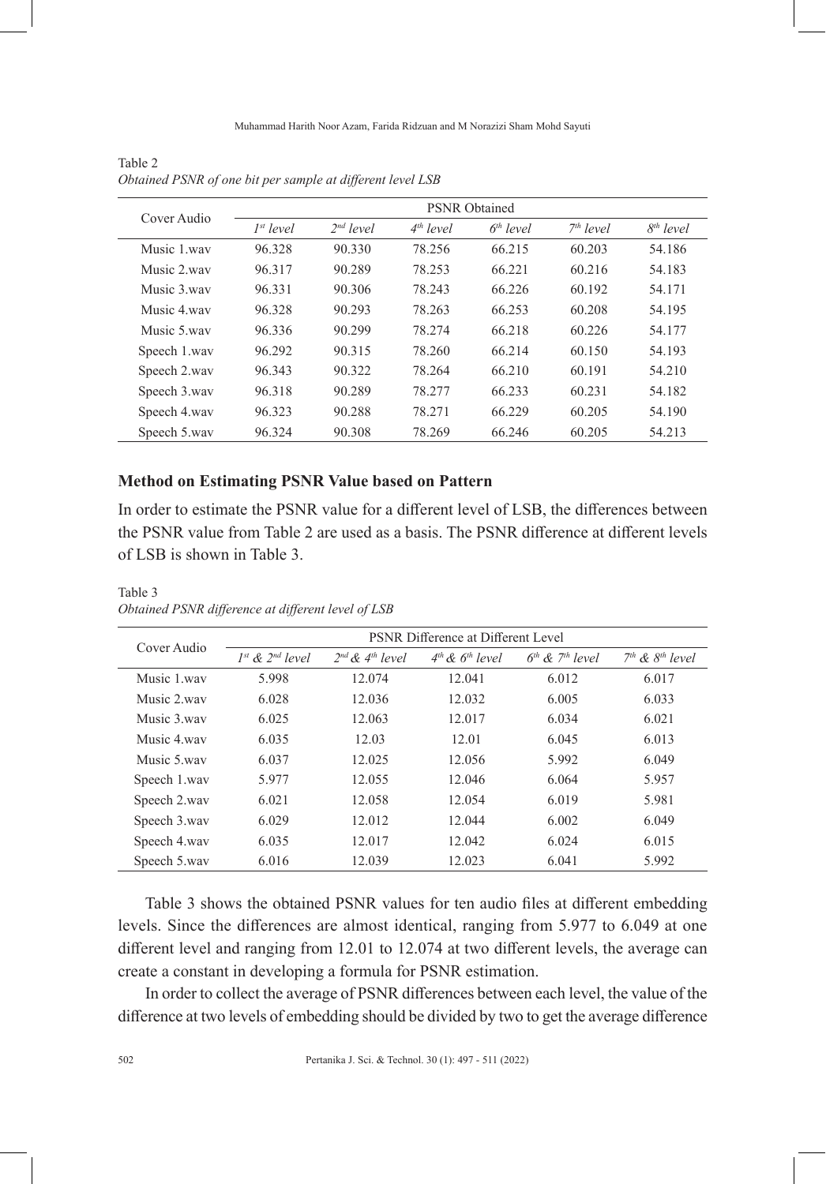Table 2
*Obtained PSNR of one bit per sample at different level LSB*

| Cover Audio | PSNR Obtained | | | | | |
|---|---|---|---|---|---|---|
| | *1st level* | *2nd level* | *4th level* | *6th level* | *7th level* | *8th level* |
| Music 1.wav | 96.328 | 90.330 | 78.256 | 66.215 | 60.203 | 54.186 |
| Music 2.wav | 96.317 | 90.289 | 78.253 | 66.221 | 60.216 | 54.183 |
| Music 3.wav | 96.331 | 90.306 | 78.243 | 66.226 | 60.192 | 54.171 |
| Music 4.wav | 96.328 | 90.293 | 78.263 | 66.253 | 60.208 | 54.195 |
| Music 5.wav | 96.336 | 90.299 | 78.274 | 66.218 | 60.226 | 54.177 |
| Speech 1.wav | 96.292 | 90.315 | 78.260 | 66.214 | 60.150 | 54.193 |
| Speech 2.wav | 96.343 | 90.322 | 78.264 | 66.210 | 60.191 | 54.210 |
| Speech 3.wav | 96.318 | 90.289 | 78.277 | 66.233 | 60.231 | 54.182 |
| Speech 4.wav | 96.323 | 90.288 | 78.271 | 66.229 | 60.205 | 54.190 |
| Speech 5.wav | 96.324 | 90.308 | 78.269 | 66.246 | 60.205 | 54.213 |

**Method on Estimating PSNR Value based on Pattern**

In order to estimate the PSNR value for a different level of LSB, the differences between the PSNR value from Table 2 are used as a basis. The PSNR difference at different levels of LSB is shown in Table 3.

Table 3
*Obtained PSNR difference at different level of LSB*

| Cover Audio | PSNR Difference at Different Level | | | | |
|---|---|---|---|---|---|
| | *1st & 2nd level* | *2nd & 4th level* | *4th & 6th level* | *6th & 7th level* | *7th & 8th level* |
| Music 1.wav | 5.998 | 12.074 | 12.041 | 6.012 | 6.017 |
| Music 2.wav | 6.028 | 12.036 | 12.032 | 6.005 | 6.033 |
| Music 3.wav | 6.025 | 12.063 | 12.017 | 6.034 | 6.021 |
| Music 4.wav | 6.035 | 12.03 | 12.01 | 6.045 | 6.013 |
| Music 5.wav | 6.037 | 12.025 | 12.056 | 5.992 | 6.049 |
| Speech 1.wav | 5.977 | 12.055 | 12.046 | 6.064 | 5.957 |
| Speech 2.wav | 6.021 | 12.058 | 12.054 | 6.019 | 5.981 |
| Speech 3.wav | 6.029 | 12.012 | 12.044 | 6.002 | 6.049 |
| Speech 4.wav | 6.035 | 12.017 | 12.042 | 6.024 | 6.015 |
| Speech 5.wav | 6.016 | 12.039 | 12.023 | 6.041 | 5.992 |

Table 3 shows the obtained PSNR values for ten audio files at different embedding levels. Since the differences are almost identical, ranging from 5.977 to 6.049 at one different level and ranging from 12.01 to 12.074 at two different levels, the average can create a constant in developing a formula for PSNR estimation.

In order to collect the average of PSNR differences between each level, the value of the difference at two levels of embedding should be divided by two to get the average difference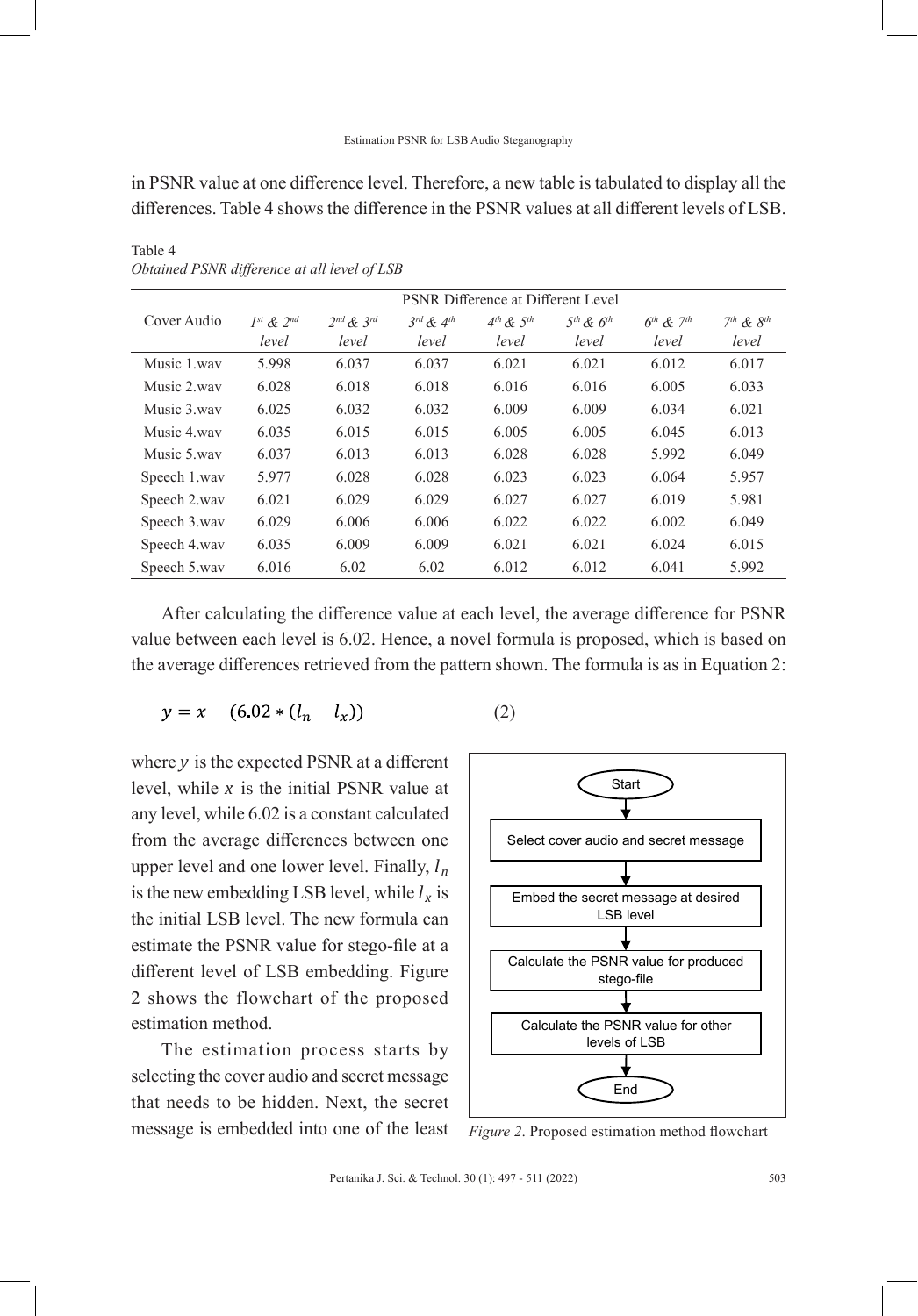in PSNR value at one difference level. Therefore, a new table is tabulated to display all the differences. Table 4 shows the difference in the PSNR values at all different levels of LSB.

Table 4
*Obtained PSNR difference at all level of LSB*

| Cover Audio | PSNR Difference at Different Level | | | | | | |
|---|---|---|---|---|---|---|---|
| | *1st & 2nd level* | *2nd & 3rd level* | *3rd & 4th level* | *4th & 5th level* | *5th & 6th level* | *6th & 7th level* | *7th & 8th level* |
| Music 1.wav | 5.998 | 6.037 | 6.037 | 6.021 | 6.021 | 6.012 | 6.017 |
| Music 2.wav | 6.028 | 6.018 | 6.018 | 6.016 | 6.016 | 6.005 | 6.033 |
| Music 3.wav | 6.025 | 6.032 | 6.032 | 6.009 | 6.009 | 6.034 | 6.021 |
| Music 4.wav | 6.035 | 6.015 | 6.015 | 6.005 | 6.005 | 6.045 | 6.013 |
| Music 5.wav | 6.037 | 6.013 | 6.013 | 6.028 | 6.028 | 5.992 | 6.049 |
| Speech 1.wav | 5.977 | 6.028 | 6.028 | 6.023 | 6.023 | 6.064 | 5.957 |
| Speech 2.wav | 6.021 | 6.029 | 6.029 | 6.027 | 6.027 | 6.019 | 5.981 |
| Speech 3.wav | 6.029 | 6.006 | 6.006 | 6.022 | 6.022 | 6.002 | 6.049 |
| Speech 4.wav | 6.035 | 6.009 | 6.009 | 6.021 | 6.021 | 6.024 | 6.015 |
| Speech 5.wav | 6.016 | 6.02 | 6.02 | 6.012 | 6.012 | 6.041 | 5.992 |

After calculating the difference value at each level, the average difference for PSNR value between each level is 6.02. Hence, a novel formula is proposed, which is based on the average differences retrieved from the pattern shown. The formula is as in Equation 2:

$$y = x - (6.02 * (l_n - l_x)) \tag{2}$$

where $y$ is the expected PSNR at a different level, while $x$ is the initial PSNR value at any level, while 6.02 is a constant calculated from the average differences between one upper level and one lower level. Finally, $l_n$ is the new embedding LSB level, while $l_x$ is the initial LSB level. The new formula can estimate the PSNR value for stego-file at a different level of LSB embedding. Figure 2 shows the flowchart of the proposed estimation method.

Start → Select cover audio and secret message → Embed the secret message at desired LSB level → Calculate the PSNR value for produced stego-file → Calculate the PSNR value for other levels of LSB → End

*Figure 2*. Proposed estimation method flowchart

The estimation process starts by selecting the cover audio and secret message that needs to be hidden. Next, the secret message is embedded into one of the least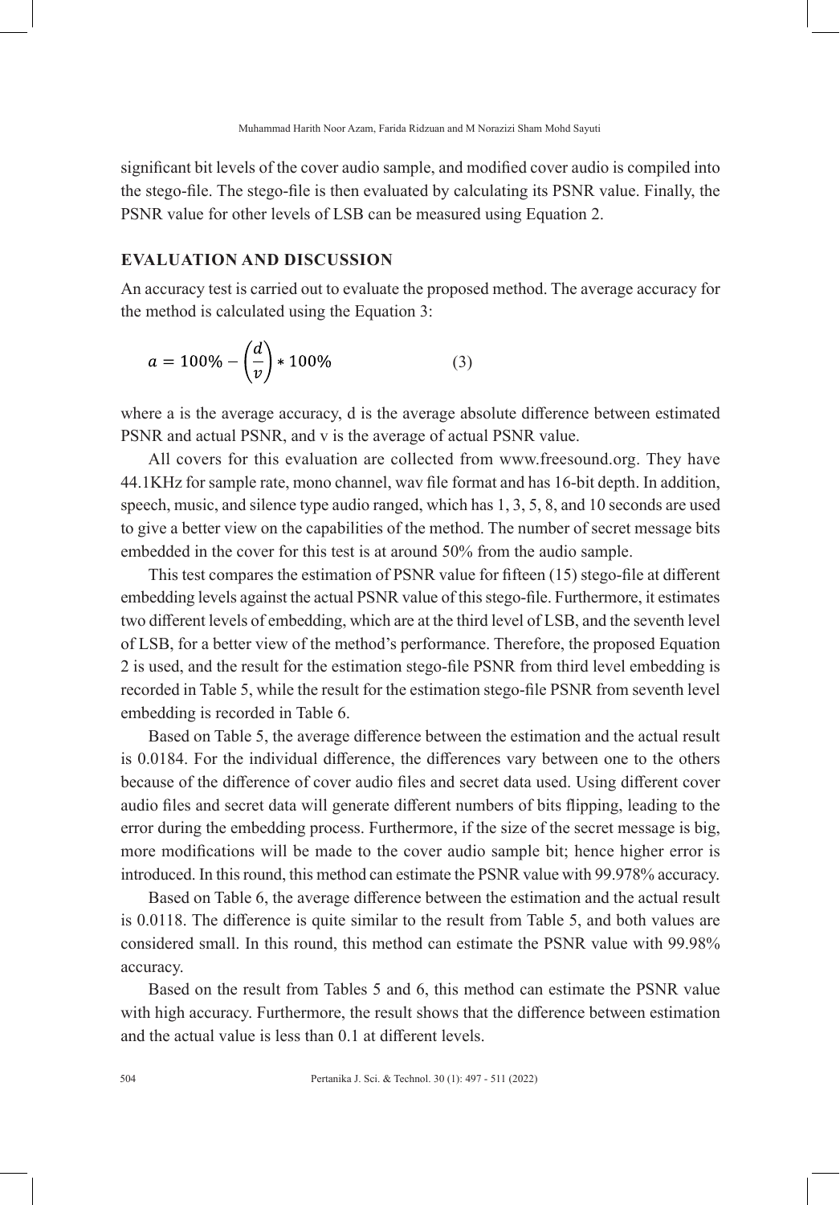significant bit levels of the cover audio sample, and modified cover audio is compiled into the stego-file. The stego-file is then evaluated by calculating its PSNR value. Finally, the PSNR value for other levels of LSB can be measured using Equation 2.

## EVALUATION AND DISCUSSION

An accuracy test is carried out to evaluate the proposed method. The average accuracy for the method is calculated using the Equation 3:

$$a = 100\% - \left(\frac{d}{v}\right) * 100\% \tag{3}$$

where a is the average accuracy, d is the average absolute difference between estimated PSNR and actual PSNR, and v is the average of actual PSNR value.

All covers for this evaluation are collected from www.freesound.org. They have 44.1KHz for sample rate, mono channel, wav file format and has 16-bit depth. In addition, speech, music, and silence type audio ranged, which has 1, 3, 5, 8, and 10 seconds are used to give a better view on the capabilities of the method. The number of secret message bits embedded in the cover for this test is at around 50% from the audio sample.

This test compares the estimation of PSNR value for fifteen (15) stego-file at different embedding levels against the actual PSNR value of this stego-file. Furthermore, it estimates two different levels of embedding, which are at the third level of LSB, and the seventh level of LSB, for a better view of the method's performance. Therefore, the proposed Equation 2 is used, and the result for the estimation stego-file PSNR from third level embedding is recorded in Table 5, while the result for the estimation stego-file PSNR from seventh level embedding is recorded in Table 6.

Based on Table 5, the average difference between the estimation and the actual result is 0.0184. For the individual difference, the differences vary between one to the others because of the difference of cover audio files and secret data used. Using different cover audio files and secret data will generate different numbers of bits flipping, leading to the error during the embedding process. Furthermore, if the size of the secret message is big, more modifications will be made to the cover audio sample bit; hence higher error is introduced. In this round, this method can estimate the PSNR value with 99.978% accuracy.

Based on Table 6, the average difference between the estimation and the actual result is 0.0118. The difference is quite similar to the result from Table 5, and both values are considered small. In this round, this method can estimate the PSNR value with 99.98% accuracy.

Based on the result from Tables 5 and 6, this method can estimate the PSNR value with high accuracy. Furthermore, the result shows that the difference between estimation and the actual value is less than 0.1 at different levels.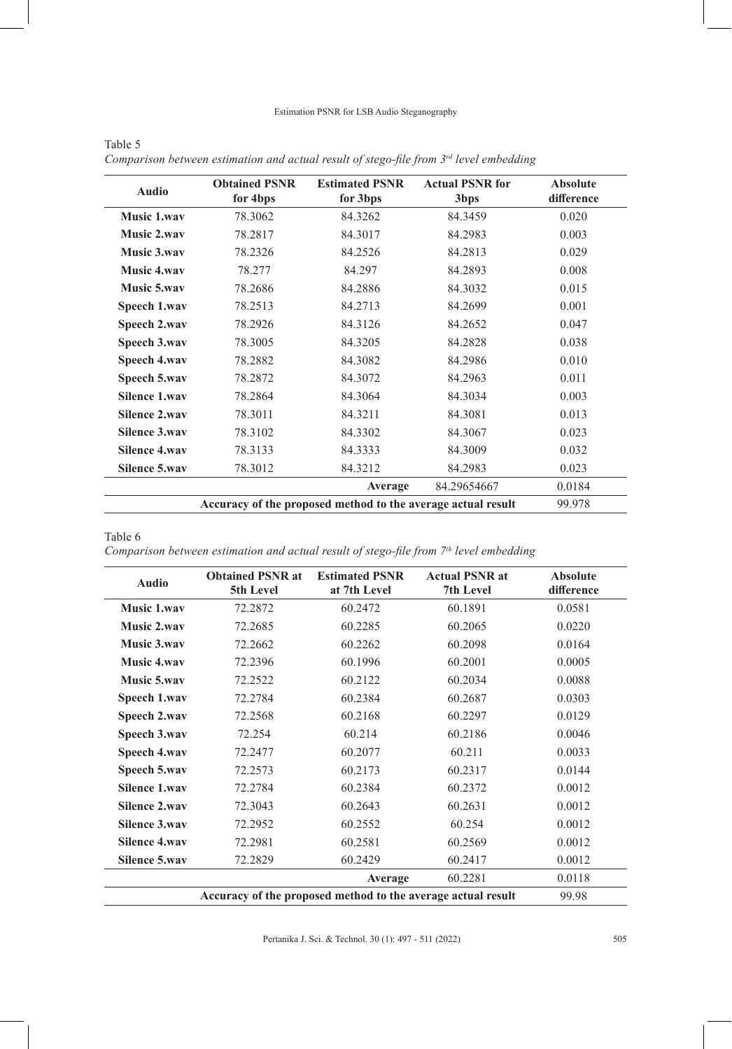Table 5

*Comparison between estimation and actual result of stego-file from 3rd level embedding*

| Audio | Obtained PSNR for 4bps | Estimated PSNR for 3bps | Actual PSNR for 3bps | Absolute difference |
|---|---|---|---|---|
| **Music 1.wav** | 78.3062 | 84.3262 | 84.3459 | 0.020 |
| **Music 2.wav** | 78.2817 | 84.3017 | 84.2983 | 0.003 |
| **Music 3.wav** | 78.2326 | 84.2526 | 84.2813 | 0.029 |
| **Music 4.wav** | 78.277 | 84.297 | 84.2893 | 0.008 |
| **Music 5.wav** | 78.2686 | 84.2886 | 84.3032 | 0.015 |
| **Speech 1.wav** | 78.2513 | 84.2713 | 84.2699 | 0.001 |
| **Speech 2.wav** | 78.2926 | 84.3126 | 84.2652 | 0.047 |
| **Speech 3.wav** | 78.3005 | 84.3205 | 84.2828 | 0.038 |
| **Speech 4.wav** | 78.2882 | 84.3082 | 84.2986 | 0.010 |
| **Speech 5.wav** | 78.2872 | 84.3072 | 84.2963 | 0.011 |
| **Silence 1.wav** | 78.2864 | 84.3064 | 84.3034 | 0.003 |
| **Silence 2.wav** | 78.3011 | 84.3211 | 84.3081 | 0.013 |
| **Silence 3.wav** | 78.3102 | 84.3302 | 84.3067 | 0.023 |
| **Silence 4.wav** | 78.3133 | 84.3333 | 84.3009 | 0.032 |
| **Silence 5.wav** | 78.3012 | 84.3212 | 84.2983 | 0.023 |
| | | **Average** | 84.29654667 | 0.0184 |
| **Accuracy of the proposed method to the average actual result** | | | | 99.978 |

Table 6

*Comparison between estimation and actual result of stego-file from 7th level embedding*

| Audio | Obtained PSNR at 5th Level | Estimated PSNR at 7th Level | Actual PSNR at 7th Level | Absolute difference |
|---|---|---|---|---|
| **Music 1.wav** | 72.2872 | 60.2472 | 60.1891 | 0.0581 |
| **Music 2.wav** | 72.2685 | 60.2285 | 60.2065 | 0.0220 |
| **Music 3.wav** | 72.2662 | 60.2262 | 60.2098 | 0.0164 |
| **Music 4.wav** | 72.2396 | 60.1996 | 60.2001 | 0.0005 |
| **Music 5.wav** | 72.2522 | 60.2122 | 60.2034 | 0.0088 |
| **Speech 1.wav** | 72.2784 | 60.2384 | 60.2687 | 0.0303 |
| **Speech 2.wav** | 72.2568 | 60.2168 | 60.2297 | 0.0129 |
| **Speech 3.wav** | 72.254 | 60.214 | 60.2186 | 0.0046 |
| **Speech 4.wav** | 72.2477 | 60.2077 | 60.211 | 0.0033 |
| **Speech 5.wav** | 72.2573 | 60.2173 | 60.2317 | 0.0144 |
| **Silence 1.wav** | 72.2784 | 60.2384 | 60.2372 | 0.0012 |
| **Silence 2.wav** | 72.3043 | 60.2643 | 60.2631 | 0.0012 |
| **Silence 3.wav** | 72.2952 | 60.2552 | 60.254 | 0.0012 |
| **Silence 4.wav** | 72.2981 | 60.2581 | 60.2569 | 0.0012 |
| **Silence 5.wav** | 72.2829 | 60.2429 | 60.2417 | 0.0012 |
| | | **Average** | 60.2281 | 0.0118 |
| **Accuracy of the proposed method to the average actual result** | | | | 99.98 |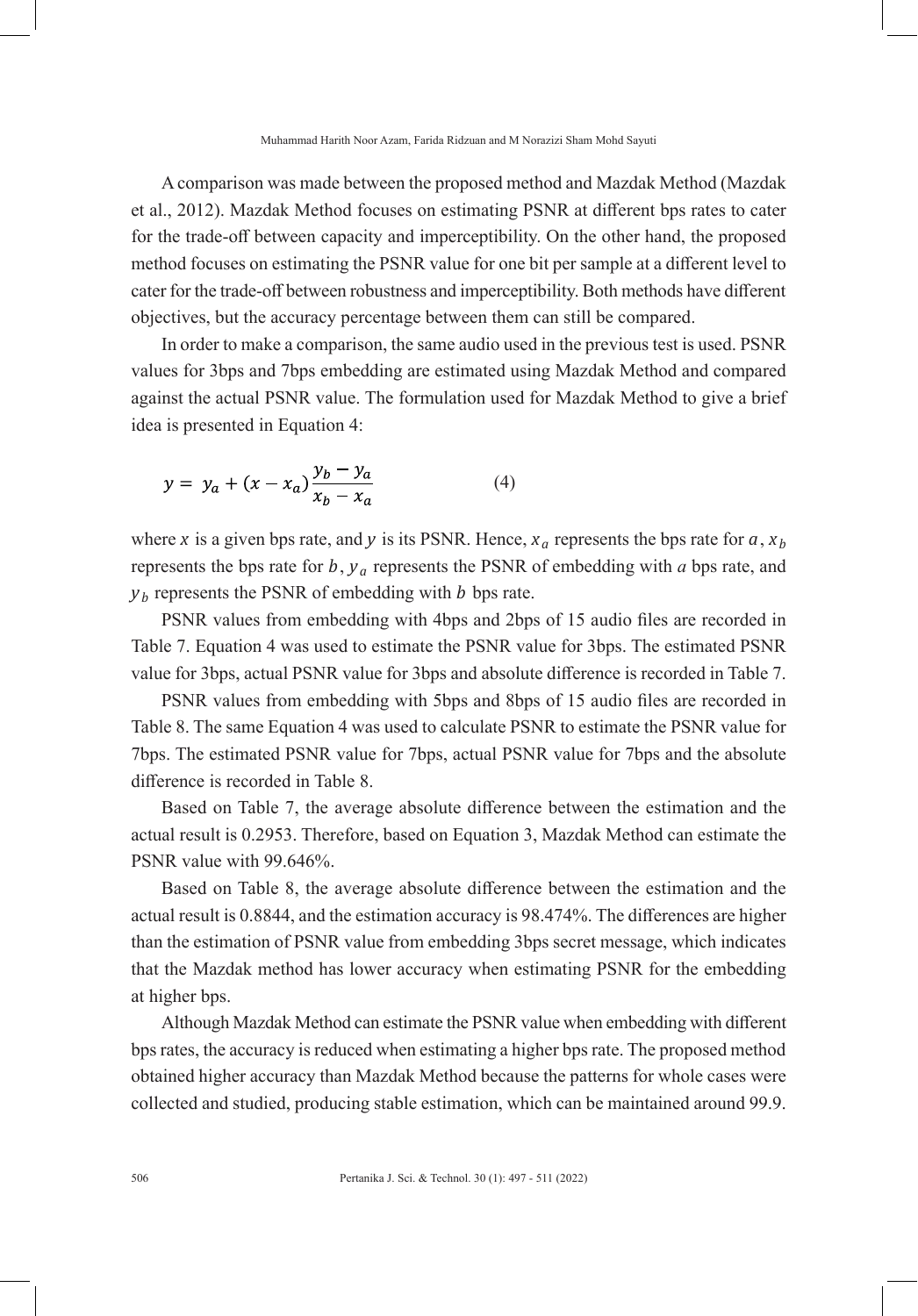A comparison was made between the proposed method and Mazdak Method (Mazdak et al., 2012). Mazdak Method focuses on estimating PSNR at different bps rates to cater for the trade-off between capacity and imperceptibility. On the other hand, the proposed method focuses on estimating the PSNR value for one bit per sample at a different level to cater for the trade-off between robustness and imperceptibility. Both methods have different objectives, but the accuracy percentage between them can still be compared.

In order to make a comparison, the same audio used in the previous test is used. PSNR values for 3bps and 7bps embedding are estimated using Mazdak Method and compared against the actual PSNR value. The formulation used for Mazdak Method to give a brief idea is presented in Equation 4:

$$y = y_a + (x - x_a)\frac{y_b - y_a}{x_b - x_a} \tag{4}$$

where $x$ is a given bps rate, and $y$ is its PSNR. Hence, $x_a$ represents the bps rate for $a$, $x_b$ represents the bps rate for $b$, $y_a$ represents the PSNR of embedding with $a$ bps rate, and $y_b$ represents the PSNR of embedding with $b$ bps rate.

PSNR values from embedding with 4bps and 2bps of 15 audio files are recorded in Table 7. Equation 4 was used to estimate the PSNR value for 3bps. The estimated PSNR value for 3bps, actual PSNR value for 3bps and absolute difference is recorded in Table 7.

PSNR values from embedding with 5bps and 8bps of 15 audio files are recorded in Table 8. The same Equation 4 was used to calculate PSNR to estimate the PSNR value for 7bps. The estimated PSNR value for 7bps, actual PSNR value for 7bps and the absolute difference is recorded in Table 8.

Based on Table 7, the average absolute difference between the estimation and the actual result is 0.2953. Therefore, based on Equation 3, Mazdak Method can estimate the PSNR value with 99.646%.

Based on Table 8, the average absolute difference between the estimation and the actual result is 0.8844, and the estimation accuracy is 98.474%. The differences are higher than the estimation of PSNR value from embedding 3bps secret message, which indicates that the Mazdak method has lower accuracy when estimating PSNR for the embedding at higher bps.

Although Mazdak Method can estimate the PSNR value when embedding with different bps rates, the accuracy is reduced when estimating a higher bps rate. The proposed method obtained higher accuracy than Mazdak Method because the patterns for whole cases were collected and studied, producing stable estimation, which can be maintained around 99.9.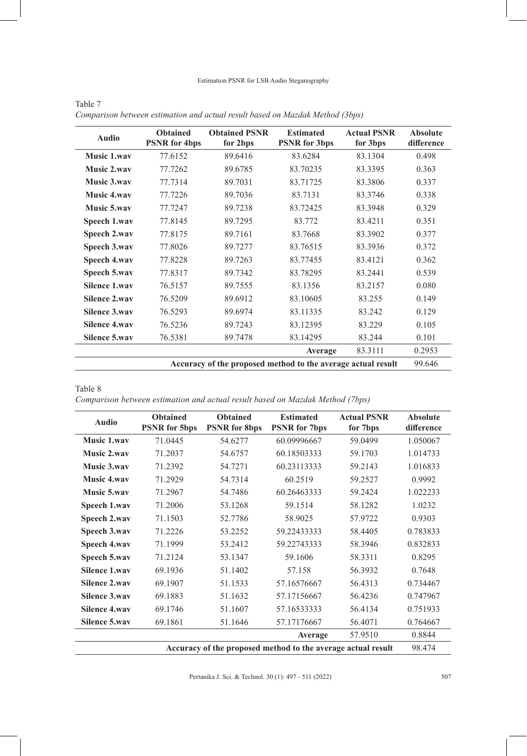Table 7

*Comparison between estimation and actual result based on Mazdak Method (3bps)*

| Audio | Obtained PSNR for 4bps | Obtained PSNR for 2bps | Estimated PSNR for 3bps | Actual PSNR for 3bps | Absolute difference |
|---|---|---|---|---|---|
| **Music 1.wav** | 77.6152 | 89.6416 | 83.6284 | 83.1304 | 0.498 |
| **Music 2.wav** | 77.7262 | 89.6785 | 83.70235 | 83.3395 | 0.363 |
| **Music 3.wav** | 77.7314 | 89.7031 | 83.71725 | 83.3806 | 0.337 |
| **Music 4.wav** | 77.7226 | 89.7036 | 83.7131 | 83.3746 | 0.338 |
| **Music 5.wav** | 77.7247 | 89.7238 | 83.72425 | 83.3948 | 0.329 |
| **Speech 1.wav** | 77.8145 | 89.7295 | 83.772 | 83.4211 | 0.351 |
| **Speech 2.wav** | 77.8175 | 89.7161 | 83.7668 | 83.3902 | 0.377 |
| **Speech 3.wav** | 77.8026 | 89.7277 | 83.76515 | 83.3936 | 0.372 |
| **Speech 4.wav** | 77.8228 | 89.7263 | 83.77455 | 83.4121 | 0.362 |
| **Speech 5.wav** | 77.8317 | 89.7342 | 83.78295 | 83.2441 | 0.539 |
| **Silence 1.wav** | 76.5157 | 89.7555 | 83.1356 | 83.2157 | 0.080 |
| **Silence 2.wav** | 76.5209 | 89.6912 | 83.10605 | 83.255 | 0.149 |
| **Silence 3.wav** | 76.5293 | 89.6974 | 83.11335 | 83.242 | 0.129 |
| **Silence 4.wav** | 76.5236 | 89.7243 | 83.12395 | 83.229 | 0.105 |
| **Silence 5.wav** | 76.5381 | 89.7478 | 83.14295 | 83.244 | 0.101 |
| | | | **Average** | 83.3111 | 0.2953 |
| **Accuracy of the proposed method to the average actual result** | | | | | 99.646 |

Table 8

*Comparison between estimation and actual result based on Mazdak Method (7bps)*

| Audio | Obtained PSNR for 5bps | Obtained PSNR for 8bps | Estimated PSNR for 7bps | Actual PSNR for 7bps | Absolute difference |
|---|---|---|---|---|---|
| **Music 1.wav** | 71.0445 | 54.6277 | 60.09996667 | 59.0499 | 1.050067 |
| **Music 2.wav** | 71.2037 | 54.6757 | 60.18503333 | 59.1703 | 1.014733 |
| **Music 3.wav** | 71.2392 | 54.7271 | 60.23113333 | 59.2143 | 1.016833 |
| **Music 4.wav** | 71.2929 | 54.7314 | 60.2519 | 59.2527 | 0.9992 |
| **Music 5.wav** | 71.2967 | 54.7486 | 60.26463333 | 59.2424 | 1.022233 |
| **Speech 1.wav** | 71.2006 | 53.1268 | 59.1514 | 58.1282 | 1.0232 |
| **Speech 2.wav** | 71.1503 | 52.7786 | 58.9025 | 57.9722 | 0.9303 |
| **Speech 3.wav** | 71.2226 | 53.2252 | 59.22433333 | 58.4405 | 0.783833 |
| **Speech 4.wav** | 71.1999 | 53.2412 | 59.22743333 | 58.3946 | 0.832833 |
| **Speech 5.wav** | 71.2124 | 53.1347 | 59.1606 | 58.3311 | 0.8295 |
| **Silence 1.wav** | 69.1936 | 51.1402 | 57.158 | 56.3932 | 0.7648 |
| **Silence 2.wav** | 69.1907 | 51.1533 | 57.16576667 | 56.4313 | 0.734467 |
| **Silence 3.wav** | 69.1883 | 51.1632 | 57.17156667 | 56.4236 | 0.747967 |
| **Silence 4.wav** | 69.1746 | 51.1607 | 57.16533333 | 56.4134 | 0.751933 |
| **Silence 5.wav** | 69.1861 | 51.1646 | 57.17176667 | 56.4071 | 0.764667 |
| | | | **Average** | 57.9510 | 0.8844 |
| **Accuracy of the proposed method to the average actual result** | | | | | 98.474 |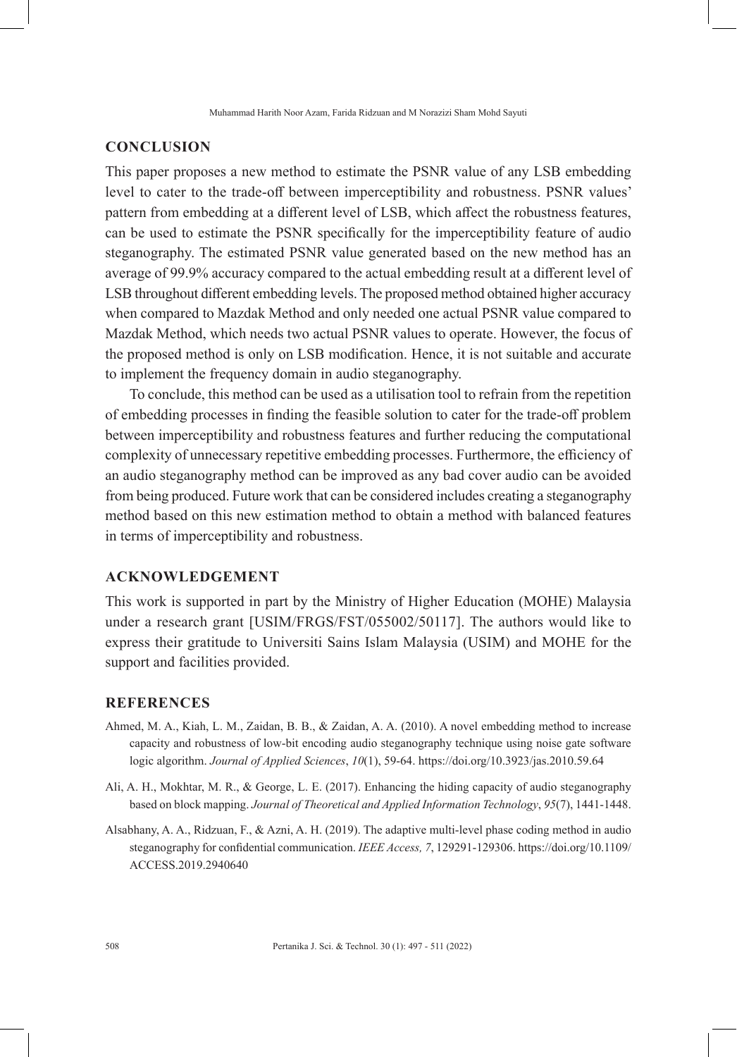## CONCLUSION

This paper proposes a new method to estimate the PSNR value of any LSB embedding level to cater to the trade-off between imperceptibility and robustness. PSNR values' pattern from embedding at a different level of LSB, which affect the robustness features, can be used to estimate the PSNR specifically for the imperceptibility feature of audio steganography. The estimated PSNR value generated based on the new method has an average of 99.9% accuracy compared to the actual embedding result at a different level of LSB throughout different embedding levels. The proposed method obtained higher accuracy when compared to Mazdak Method and only needed one actual PSNR value compared to Mazdak Method, which needs two actual PSNR values to operate. However, the focus of the proposed method is only on LSB modification. Hence, it is not suitable and accurate to implement the frequency domain in audio steganography.

To conclude, this method can be used as a utilisation tool to refrain from the repetition of embedding processes in finding the feasible solution to cater for the trade-off problem between imperceptibility and robustness features and further reducing the computational complexity of unnecessary repetitive embedding processes. Furthermore, the efficiency of an audio steganography method can be improved as any bad cover audio can be avoided from being produced. Future work that can be considered includes creating a steganography method based on this new estimation method to obtain a method with balanced features in terms of imperceptibility and robustness.

## ACKNOWLEDGEMENT

This work is supported in part by the Ministry of Higher Education (MOHE) Malaysia under a research grant [USIM/FRGS/FST/055002/50117]. The authors would like to express their gratitude to Universiti Sains Islam Malaysia (USIM) and MOHE for the support and facilities provided.

## REFERENCES

Ahmed, M. A., Kiah, L. M., Zaidan, B. B., & Zaidan, A. A. (2010). A novel embedding method to increase capacity and robustness of low-bit encoding audio steganography technique using noise gate software logic algorithm. *Journal of Applied Sciences*, *10*(1), 59-64. https://doi.org/10.3923/jas.2010.59.64

Ali, A. H., Mokhtar, M. R., & George, L. E. (2017). Enhancing the hiding capacity of audio steganography based on block mapping. *Journal of Theoretical and Applied Information Technology*, *95*(7), 1441-1448.

Alsabhany, A. A., Ridzuan, F., & Azni, A. H. (2019). The adaptive multi-level phase coding method in audio steganography for confidential communication. *IEEE Access, 7*, 129291-129306. https://doi.org/10.1109/ACCESS.2019.2940640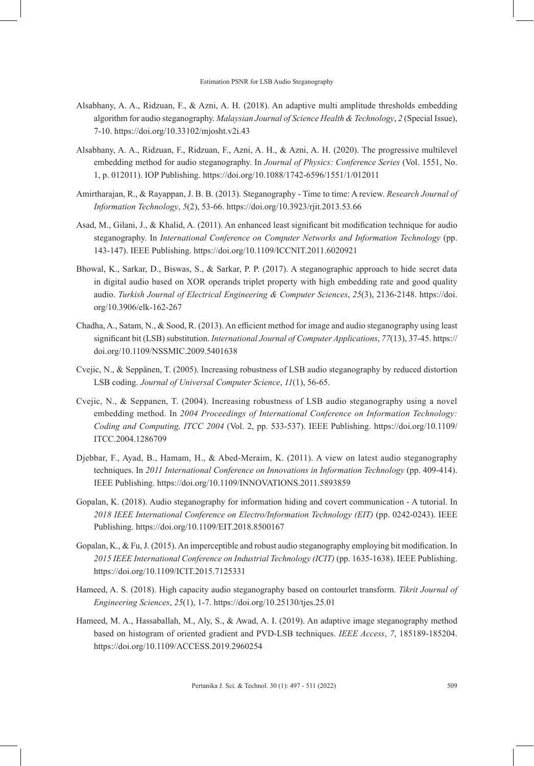Alsabhany, A. A., Ridzuan, F., & Azni, A. H. (2018). An adaptive multi amplitude thresholds embedding algorithm for audio steganography. *Malaysian Journal of Science Health & Technology*, *2* (Special Issue), 7-10. https://doi.org/10.33102/mjosht.v2i.43

Alsabhany, A. A., Ridzuan, F., Ridzuan, F., Azni, A. H., & Azni, A. H. (2020). The progressive multilevel embedding method for audio steganography. In *Journal of Physics: Conference Series* (Vol. 1551, No. 1, p. 012011). IOP Publishing. https://doi.org/10.1088/1742-6596/1551/1/012011

Amirtharajan, R., & Rayappan, J. B. B. (2013). Steganography - Time to time: A review. *Research Journal of Information Technology*, *5*(2), 53-66. https://doi.org/10.3923/rjit.2013.53.66

Asad, M., Gilani, J., & Khalid, A. (2011). An enhanced least significant bit modification technique for audio steganography. In *International Conference on Computer Networks and Information Technology* (pp. 143-147). IEEE Publishing. https://doi.org/10.1109/ICCNIT.2011.6020921

Bhowal, K., Sarkar, D., Biswas, S., & Sarkar, P. P. (2017). A steganographic approach to hide secret data in digital audio based on XOR operands triplet property with high embedding rate and good quality audio. *Turkish Journal of Electrical Engineering & Computer Sciences*, *25*(3), 2136-2148. https://doi.org/10.3906/elk-162-267

Chadha, A., Satam, N., & Sood, R. (2013). An efficient method for image and audio steganography using least significant bit (LSB) substitution. *International Journal of Computer Applications*, *77*(13), 37-45. https://doi.org/10.1109/NSSMIC.2009.5401638

Cvejic, N., & Seppänen, T. (2005). Increasing robustness of LSB audio steganography by reduced distortion LSB coding. *Journal of Universal Computer Science*, *11*(1), 56-65.

Cvejic, N., & Seppanen, T. (2004). Increasing robustness of LSB audio steganography using a novel embedding method. In *2004 Proceedings of International Conference on Information Technology: Coding and Computing, ITCC 2004* (Vol. 2, pp. 533-537). IEEE Publishing. https://doi.org/10.1109/ITCC.2004.1286709

Djebbar, F., Ayad, B., Hamam, H., & Abed-Meraim, K. (2011). A view on latest audio steganography techniques. In *2011 International Conference on Innovations in Information Technology* (pp. 409-414). IEEE Publishing. https://doi.org/10.1109/INNOVATIONS.2011.5893859

Gopalan, K. (2018). Audio steganography for information hiding and covert communication - A tutorial. In *2018 IEEE International Conference on Electro/Information Technology (EIT)* (pp. 0242-0243). IEEE Publishing. https://doi.org/10.1109/EIT.2018.8500167

Gopalan, K., & Fu, J. (2015). An imperceptible and robust audio steganography employing bit modification. In *2015 IEEE International Conference on Industrial Technology (ICIT)* (pp. 1635-1638). IEEE Publishing. https://doi.org/10.1109/ICIT.2015.7125331

Hameed, A. S. (2018). High capacity audio steganography based on contourlet transform. *Tikrit Journal of Engineering Sciences*, *25*(1), 1-7. https://doi.org/10.25130/tjes.25.01

Hameed, M. A., Hassaballah, M., Aly, S., & Awad, A. I. (2019). An adaptive image steganography method based on histogram of oriented gradient and PVD-LSB techniques. *IEEE Access*, *7*, 185189-185204. https://doi.org/10.1109/ACCESS.2019.2960254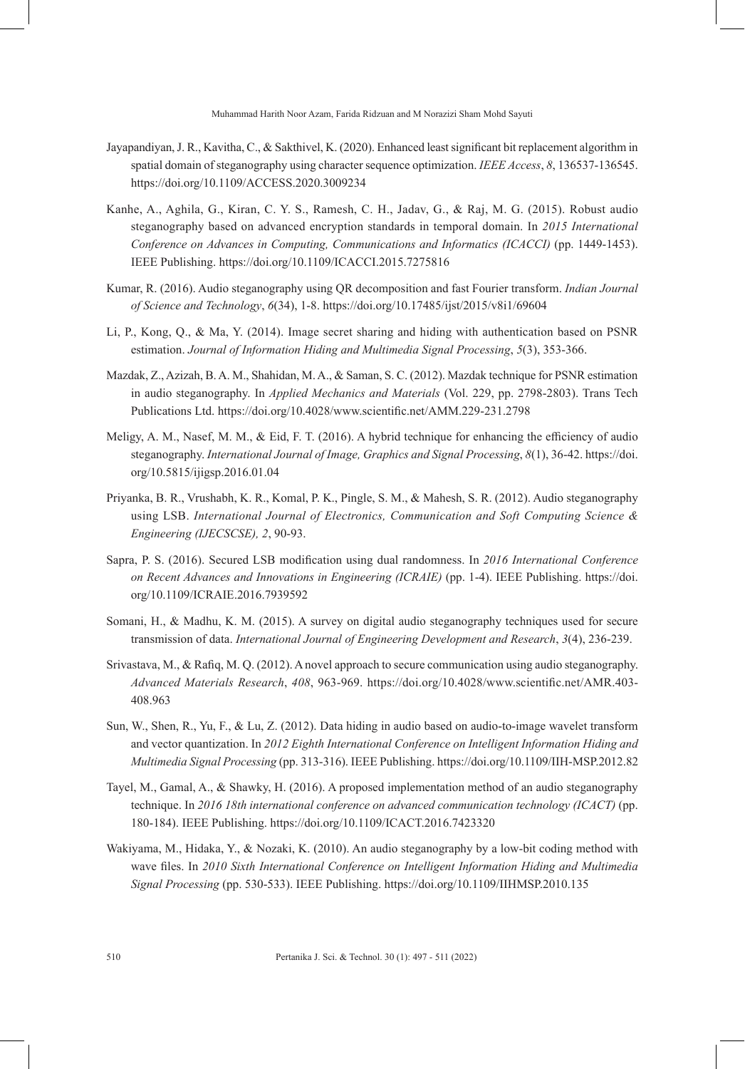Jayapandiyan, J. R., Kavitha, C., & Sakthivel, K. (2020). Enhanced least significant bit replacement algorithm in spatial domain of steganography using character sequence optimization. *IEEE Access*, *8*, 136537-136545. https://doi.org/10.1109/ACCESS.2020.3009234

Kanhe, A., Aghila, G., Kiran, C. Y. S., Ramesh, C. H., Jadav, G., & Raj, M. G. (2015). Robust audio steganography based on advanced encryption standards in temporal domain. In *2015 International Conference on Advances in Computing, Communications and Informatics (ICACCI)* (pp. 1449-1453). IEEE Publishing. https://doi.org/10.1109/ICACCI.2015.7275816

Kumar, R. (2016). Audio steganography using QR decomposition and fast Fourier transform. *Indian Journal of Science and Technology*, *6*(34), 1-8. https://doi.org/10.17485/ijst/2015/v8i1/69604

Li, P., Kong, Q., & Ma, Y. (2014). Image secret sharing and hiding with authentication based on PSNR estimation. *Journal of Information Hiding and Multimedia Signal Processing*, *5*(3), 353-366.

Mazdak, Z., Azizah, B. A. M., Shahidan, M. A., & Saman, S. C. (2012). Mazdak technique for PSNR estimation in audio steganography. In *Applied Mechanics and Materials* (Vol. 229, pp. 2798-2803). Trans Tech Publications Ltd. https://doi.org/10.4028/www.scientific.net/AMM.229-231.2798

Meligy, A. M., Nasef, M. M., & Eid, F. T. (2016). A hybrid technique for enhancing the efficiency of audio steganography. *International Journal of Image, Graphics and Signal Processing*, *8*(1), 36-42. https://doi.org/10.5815/ijigsp.2016.01.04

Priyanka, B. R., Vrushabh, K. R., Komal, P. K., Pingle, S. M., & Mahesh, S. R. (2012). Audio steganography using LSB. *International Journal of Electronics, Communication and Soft Computing Science & Engineering (IJECSCSE), 2*, 90-93.

Sapra, P. S. (2016). Secured LSB modification using dual randomness. In *2016 International Conference on Recent Advances and Innovations in Engineering (ICRAIE)* (pp. 1-4). IEEE Publishing. https://doi.org/10.1109/ICRAIE.2016.7939592

Somani, H., & Madhu, K. M. (2015). A survey on digital audio steganography techniques used for secure transmission of data. *International Journal of Engineering Development and Research*, *3*(4), 236-239.

Srivastava, M., & Rafiq, M. Q. (2012). A novel approach to secure communication using audio steganography. *Advanced Materials Research*, *408*, 963-969. https://doi.org/10.4028/www.scientific.net/AMR.403-408.963

Sun, W., Shen, R., Yu, F., & Lu, Z. (2012). Data hiding in audio based on audio-to-image wavelet transform and vector quantization. In *2012 Eighth International Conference on Intelligent Information Hiding and Multimedia Signal Processing* (pp. 313-316). IEEE Publishing. https://doi.org/10.1109/IIH-MSP.2012.82

Tayel, M., Gamal, A., & Shawky, H. (2016). A proposed implementation method of an audio steganography technique. In *2016 18th international conference on advanced communication technology (ICACT)* (pp. 180-184). IEEE Publishing. https://doi.org/10.1109/ICACT.2016.7423320

Wakiyama, M., Hidaka, Y., & Nozaki, K. (2010). An audio steganography by a low-bit coding method with wave files. In *2010 Sixth International Conference on Intelligent Information Hiding and Multimedia Signal Processing* (pp. 530-533). IEEE Publishing. https://doi.org/10.1109/IIHMSP.2010.135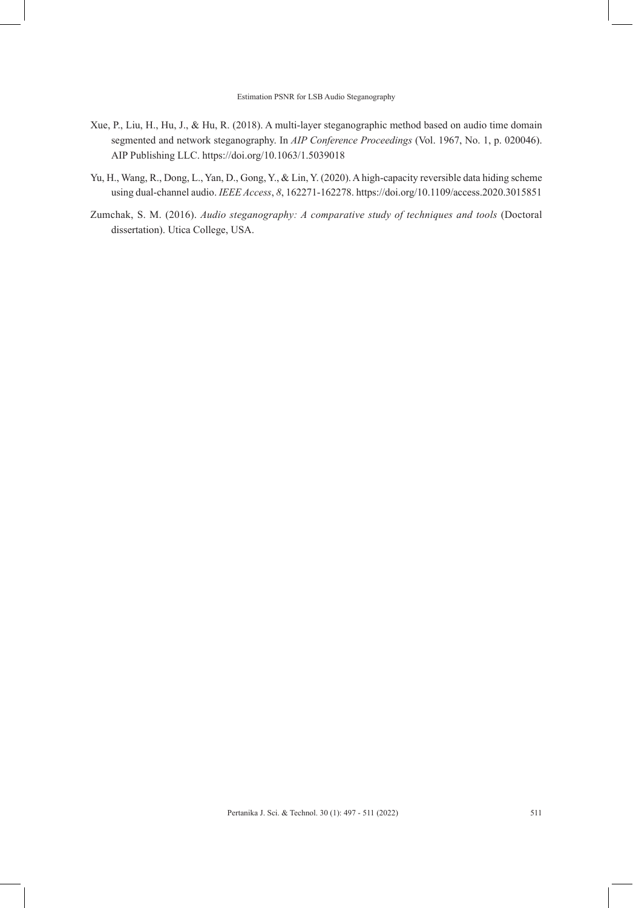Xue, P., Liu, H., Hu, J., & Hu, R. (2018). A multi-layer steganographic method based on audio time domain segmented and network steganography. In *AIP Conference Proceedings* (Vol. 1967, No. 1, p. 020046). AIP Publishing LLC. https://doi.org/10.1063/1.5039018

Yu, H., Wang, R., Dong, L., Yan, D., Gong, Y., & Lin, Y. (2020). A high-capacity reversible data hiding scheme using dual-channel audio. *IEEE Access*, *8*, 162271-162278. https://doi.org/10.1109/access.2020.3015851

Zumchak, S. M. (2016). *Audio steganography: A comparative study of techniques and tools* (Doctoral dissertation). Utica College, USA.